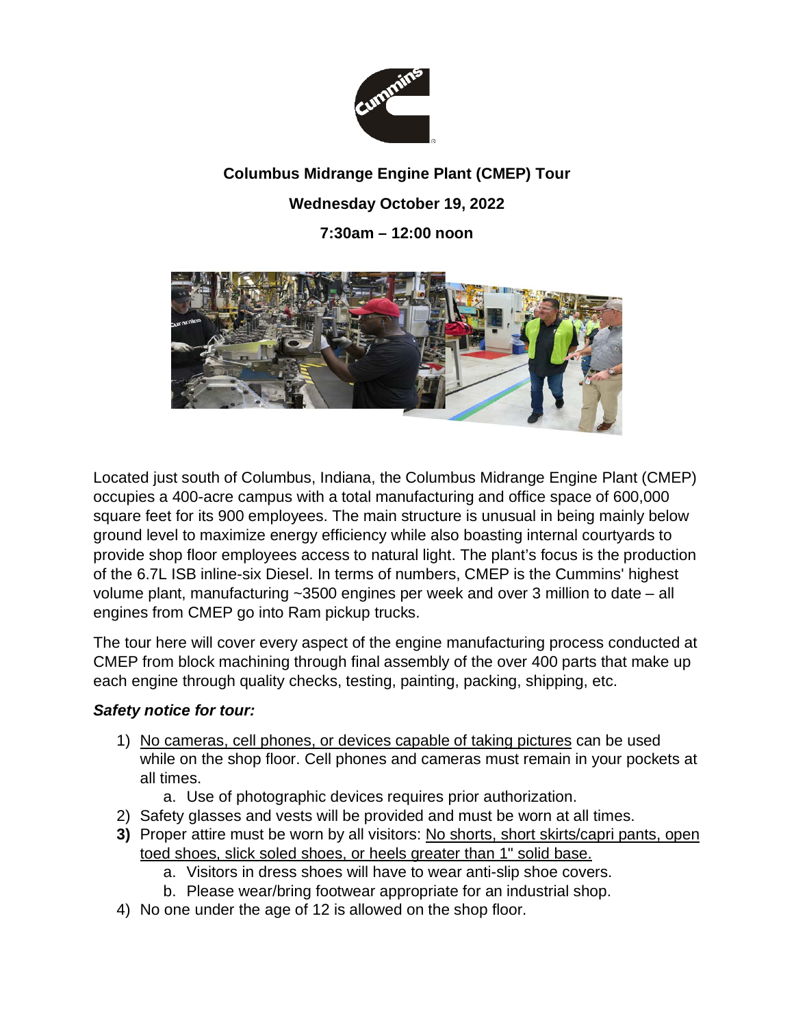**Columbus Midrange Engine Plant (CMEP) Tour**

**Wednesday October 19, 2022**

**7:30am – 12:00 noon**

Located just south of Columbus, Indiana, the Columbus Midrange Engine Plant (CMEP) occupies a 400-acre campus with a total manufacturing and office space of 600,000 square feet for its 900 employees. The main structure is unusual in being mainly below ground level to maximize energy efficiency while also boasting internal courtyards to provide shop floor employees access to natural light. The plant's focus is the production of the 6.7L ISB inline-six Diesel. In terms of numbers, CMEP is the Cummins' highest volume plant, manufacturing ~3500 engines per week and over 3 million to date – all engines from CMEP go into Ram pickup trucks.

The tour here will cover every aspect of the engine manufacturing process conducted at CMEP from block machining through final assembly of the over 400 parts that make up each engine through quality checks, testing, painting, packing, shipping, etc.

***Safety notice for tour:***

1) No cameras, cell phones, or devices capable of taking pictures can be used while on the shop floor. Cell phones and cameras must remain in your pockets at all times.
    a. Use of photographic devices requires prior authorization.
2) Safety glasses and vests will be provided and must be worn at all times.
3) Proper attire must be worn by all visitors: No shorts, short skirts/capri pants, open toed shoes, slick soled shoes, or heels greater than 1" solid base.
    a. Visitors in dress shoes will have to wear anti-slip shoe covers.
    b. Please wear/bring footwear appropriate for an industrial shop.
4) No one under the age of 12 is allowed on the shop floor.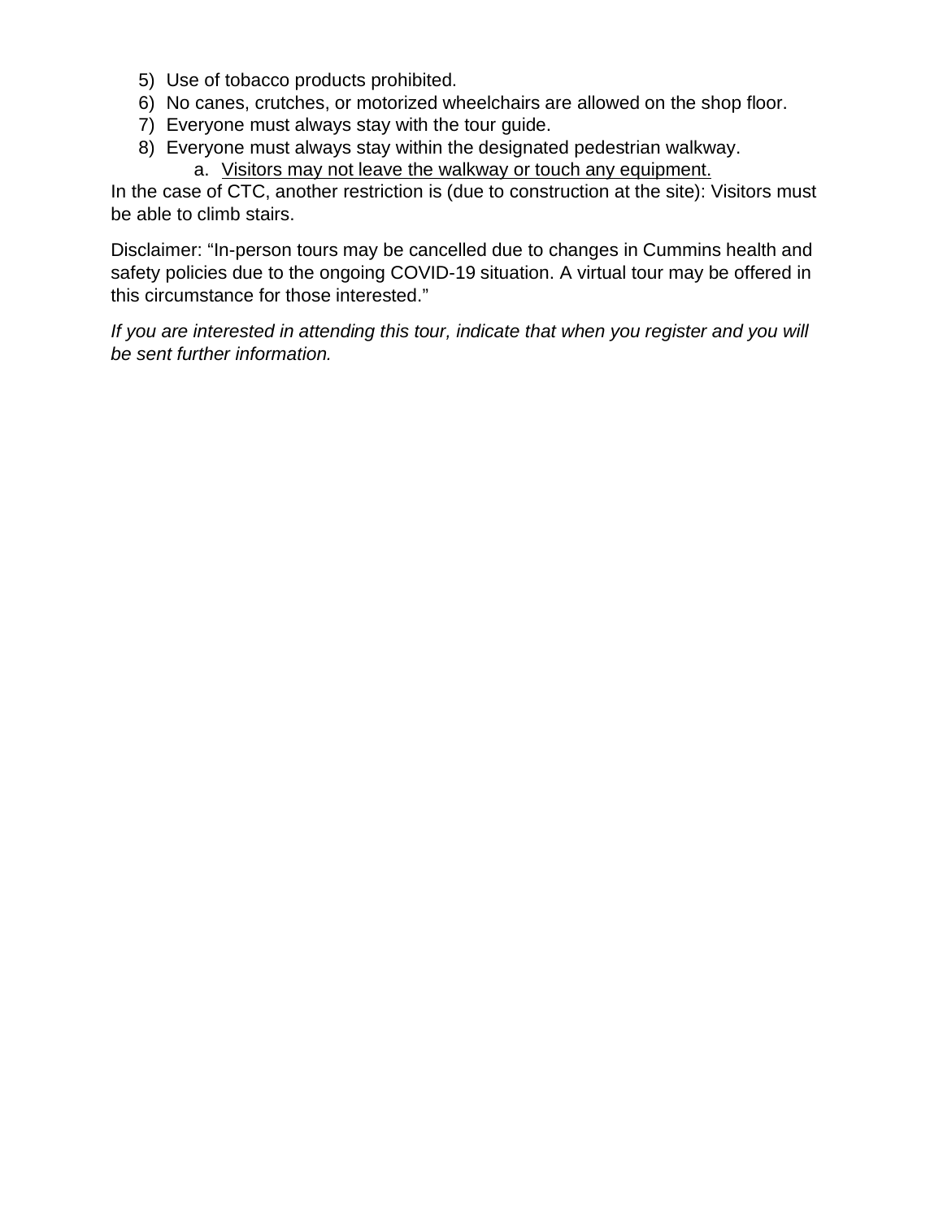5) Use of tobacco products prohibited.
6) No canes, crutches, or motorized wheelchairs are allowed on the shop floor.
7) Everyone must always stay with the tour guide.
8) Everyone must always stay within the designated pedestrian walkway.
    a. <u>Visitors may not leave the walkway or touch any equipment.</u>

In the case of CTC, another restriction is (due to construction at the site): Visitors must be able to climb stairs.

Disclaimer: "In-person tours may be cancelled due to changes in Cummins health and safety policies due to the ongoing COVID-19 situation. A virtual tour may be offered in this circumstance for those interested."

*If you are interested in attending this tour, indicate that when you register and you will be sent further information.*